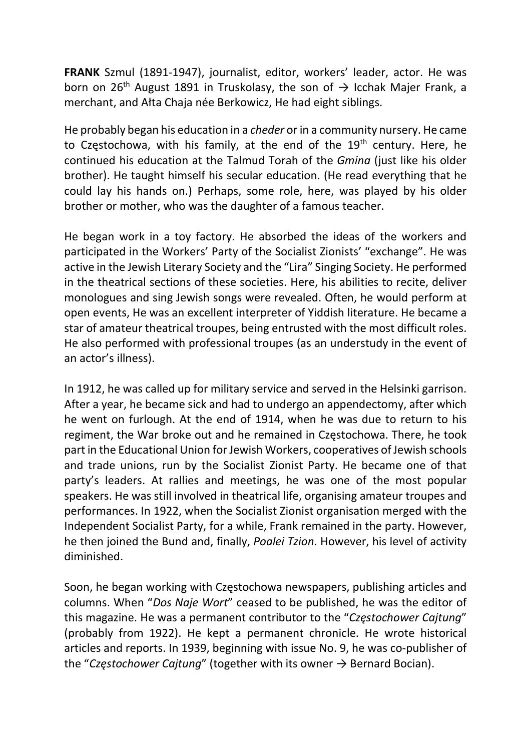**FRANK** Szmul (1891-1947), journalist, editor, workers' leader, actor. He was born on 26th August 1891 in Truskolasy, the son of → Icchak Majer Frank, a merchant, and Ałta Chaja née Berkowicz, He had eight siblings.

He probably began his education in a *cheder* or in a community nursery. He came to Częstochowa, with his family, at the end of the 19th century. Here, he continued his education at the Talmud Torah of the *Gmina* (just like his older brother). He taught himself his secular education. (He read everything that he could lay his hands on.) Perhaps, some role, here, was played by his older brother or mother, who was the daughter of a famous teacher.

He began work in a toy factory. He absorbed the ideas of the workers and participated in the Workers' Party of the Socialist Zionists' "exchange". He was active in the Jewish Literary Society and the "Lira" Singing Society. He performed in the theatrical sections of these societies. Here, his abilities to recite, deliver monologues and sing Jewish songs were revealed. Often, he would perform at open events, He was an excellent interpreter of Yiddish literature. He became a star of amateur theatrical troupes, being entrusted with the most difficult roles. He also performed with professional troupes (as an understudy in the event of an actor's illness).

In 1912, he was called up for military service and served in the Helsinki garrison. After a year, he became sick and had to undergo an appendectomy, after which he went on furlough. At the end of 1914, when he was due to return to his regiment, the War broke out and he remained in Częstochowa. There, he took part in the Educational Union for Jewish Workers, cooperatives of Jewish schools and trade unions, run by the Socialist Zionist Party. He became one of that party's leaders. At rallies and meetings, he was one of the most popular speakers. He was still involved in theatrical life, organising amateur troupes and performances. In 1922, when the Socialist Zionist organisation merged with the Independent Socialist Party, for a while, Frank remained in the party. However, he then joined the Bund and, finally, *Poalei Tzion*. However, his level of activity diminished.

Soon, he began working with Częstochowa newspapers, publishing articles and columns. When "*Dos Naje Wort*" ceased to be published, he was the editor of this magazine. He was a permanent contributor to the "*Częstochower Cajtung*" (probably from 1922). He kept a permanent chronicle. He wrote historical articles and reports. In 1939, beginning with issue No. 9, he was co-publisher of the "*Częstochower Cajtung*" (together with its owner → Bernard Bocian).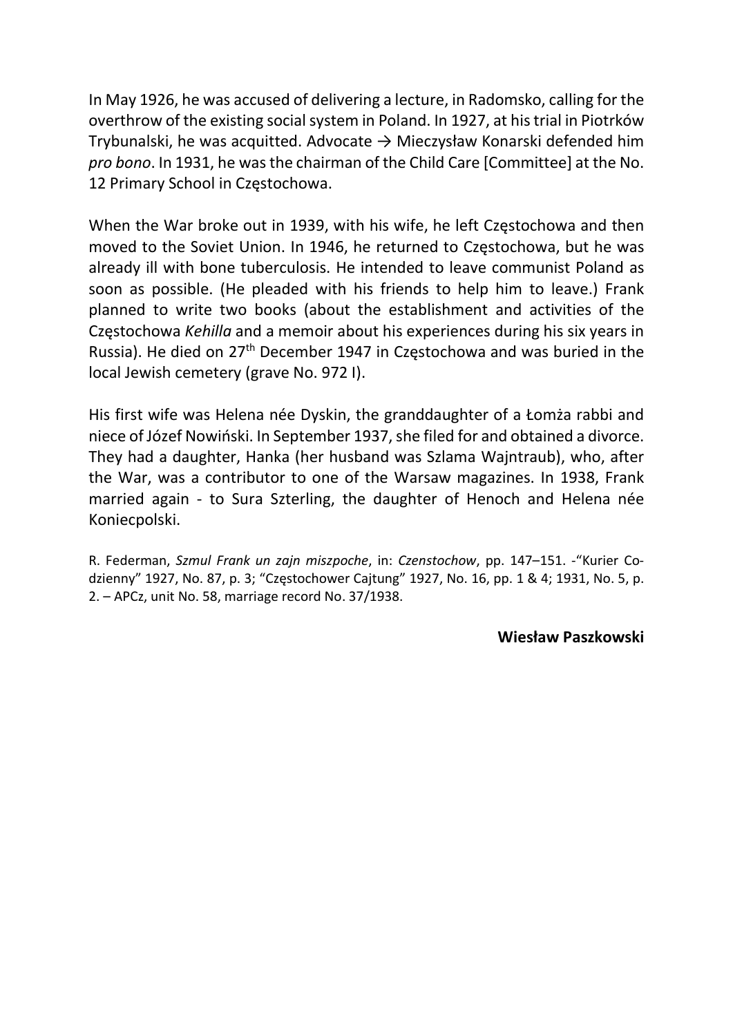In May 1926, he was accused of delivering a lecture, in Radomsko, calling for the overthrow of the existing social system in Poland. In 1927, at his trial in Piotrków Trybunalski, he was acquitted. Advocate → Mieczysław Konarski defended him *pro bono*. In 1931, he was the chairman of the Child Care [Committee] at the No. 12 Primary School in Częstochowa.

When the War broke out in 1939, with his wife, he left Częstochowa and then moved to the Soviet Union. In 1946, he returned to Częstochowa, but he was already ill with bone tuberculosis. He intended to leave communist Poland as soon as possible. (He pleaded with his friends to help him to leave.) Frank planned to write two books (about the establishment and activities of the Częstochowa *Kehilla* and a memoir about his experiences during his six years in Russia). He died on 27th December 1947 in Częstochowa and was buried in the local Jewish cemetery (grave No. 972 I).

His first wife was Helena née Dyskin, the granddaughter of a Łomża rabbi and niece of Józef Nowiński. In September 1937, she filed for and obtained a divorce. They had a daughter, Hanka (her husband was Szlama Wajntraub), who, after the War, was a contributor to one of the Warsaw magazines. In 1938, Frank married again - to Sura Szterling, the daughter of Henoch and Helena née Koniecpolski.

R. Federman, *Szmul Frank un zajn miszpoche*, in: *Czenstochow*, pp. 147–151. -"Kurier Codzienny" 1927, No. 87, p. 3; "Częstochower Cajtung" 1927, No. 16, pp. 1 & 4; 1931, No. 5, p. 2. – APCz, unit No. 58, marriage record No. 37/1938.

**Wiesław Paszkowski**